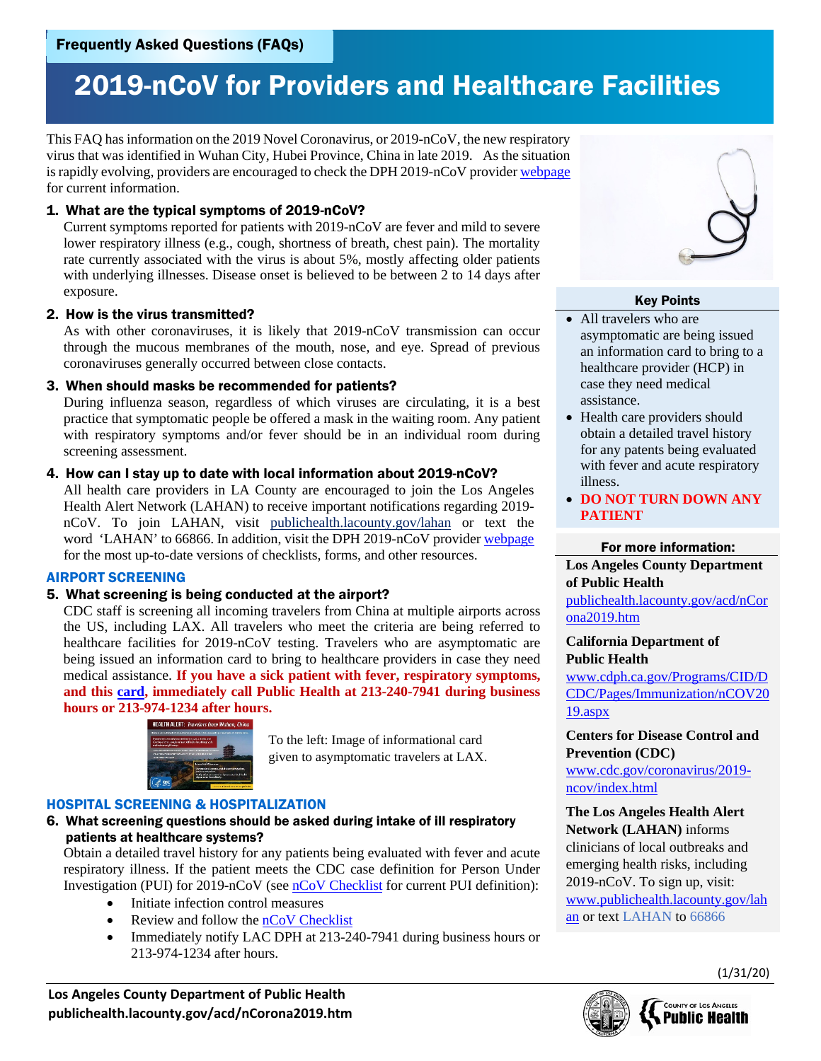Frequently Asked Questions (FAQs)

# 2019-nCoV for Providers and Healthcare Facilities

This FAQ has information on the 2019 Novel Coronavirus, or 2019-nCoV, the new respiratory virus that was identified in Wuhan City, Hubei Province, China in late 2019. As the situation is rapidly evolving, providers are encouraged to check the DPH 2019-nCoV provider webpage for current information.

### 1. What are the typical symptoms of 2019-nCoV?

Current symptoms reported for patients with 2019-nCoV are fever and mild to severe lower respiratory illness (e.g., cough, shortness of breath, chest pain). The mortality rate currently associated with the virus is about 5%, mostly affecting older patients with underlying illnesses. Disease onset is believed to be between 2 to 14 days after exposure.

### 2. How is the virus transmitted?

As with other coronaviruses, it is likely that 2019-nCoV transmission can occur through the mucous membranes of the mouth, nose, and eye. Spread of previous coronaviruses generally occurred between close contacts.

### 3. When should masks be recommended for patients?

During influenza season, regardless of which viruses are circulating, it is a best practice that symptomatic people be offered a mask in the waiting room. Any patient with respiratory symptoms and/or fever should be in an individual room during screening assessment.

### 4. How can I stay up to date with local information about 2019-nCoV?

All health care providers in LA County are encouraged to join the Los Angeles Health Alert Network (LAHAN) to receive important notifications regarding 2019-nCoV. To join LAHAN, visit publichealth.lacounty.gov/lahan or text the word 'LAHAN' to 66866. In addition, visit the DPH 2019-nCoV provider webpage for the most up-to-date versions of checklists, forms, and other resources.

## AIRPORT SCREENING

### 5. What screening is being conducted at the airport?

CDC staff is screening all incoming travelers from China at multiple airports across the US, including LAX. All travelers who meet the criteria are being referred to healthcare facilities for 2019-nCoV testing. Travelers who are asymptomatic are being issued an information card to bring to healthcare providers in case they need medical assistance. **If you have a sick patient with fever, respiratory symptoms, and this card, immediately call Public Health at 213-240-7941 during business hours or 213-974-1234 after hours.**

To the left: Image of informational card given to asymptomatic travelers at LAX.

## HOSPITAL SCREENING & HOSPITALIZATION

### 6. What screening questions should be asked during intake of ill respiratory patients at healthcare systems?

Obtain a detailed travel history for any patients being evaluated with fever and acute respiratory illness. If the patient meets the CDC case definition for Person Under Investigation (PUI) for 2019-nCoV (see nCoV Checklist for current PUI definition):

- Initiate infection control measures
- Review and follow the nCoV Checklist
- Immediately notify LAC DPH at 213-240-7941 during business hours or 213-974-1234 after hours.

### Key Points

- All travelers who are asymptomatic are being issued an information card to bring to a healthcare provider (HCP) in case they need medical assistance.
- Health care providers should obtain a detailed travel history for any patents being evaluated with fever and acute respiratory illness.
- **DO NOT TURN DOWN ANY PATIENT**

### For more information:

**Los Angeles County Department of Public Health**
publichealth.lacounty.gov/acd/nCorona2019.htm

**California Department of Public Health**
www.cdph.ca.gov/Programs/CID/DCDC/Pages/Immunization/nCOV2019.aspx

**Centers for Disease Control and Prevention (CDC)**
www.cdc.gov/coronavirus/2019-ncov/index.html

**The Los Angeles Health Alert Network (LAHAN)** informs clinicians of local outbreaks and emerging health risks, including 2019-nCoV. To sign up, visit: www.publichealth.lacounty.gov/lahan or text LAHAN to 66866

(1/31/20)

Los Angeles County Department of Public Health
publichealth.lacounty.gov/acd/nCorona2019.htm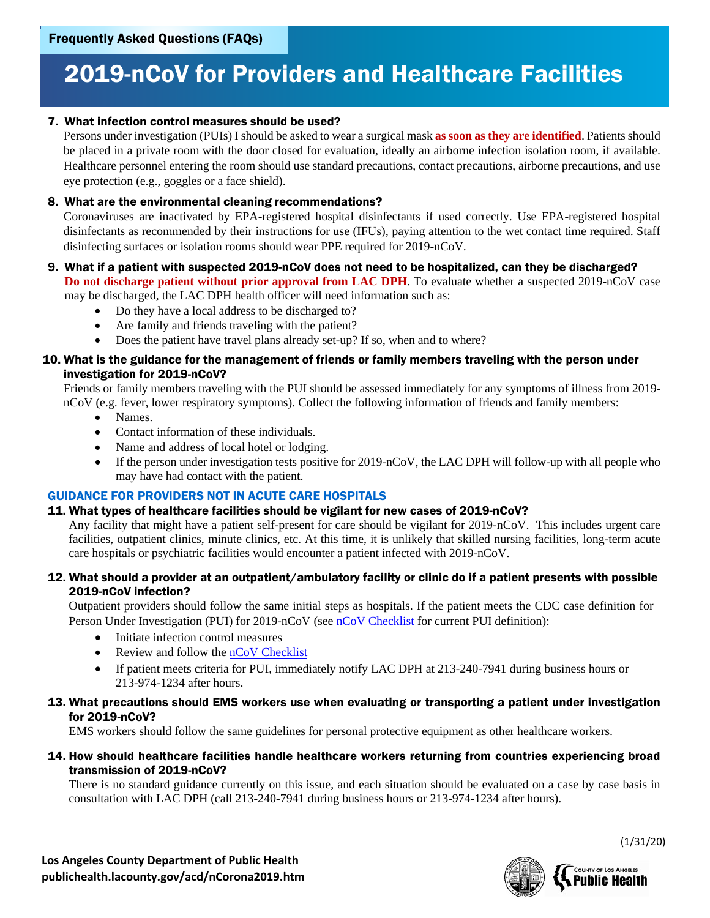Frequently Asked Questions (FAQs)

# 2019-nCoV for Providers and Healthcare Facilities

**7. What infection control measures should be used?**

Persons under investigation (PUIs) I should be asked to wear a surgical mask **as soon as they are identified**. Patients should be placed in a private room with the door closed for evaluation, ideally an airborne infection isolation room, if available. Healthcare personnel entering the room should use standard precautions, contact precautions, airborne precautions, and use eye protection (e.g., goggles or a face shield).

**8. What are the environmental cleaning recommendations?**

Coronaviruses are inactivated by EPA-registered hospital disinfectants if used correctly. Use EPA-registered hospital disinfectants as recommended by their instructions for use (IFUs), paying attention to the wet contact time required. Staff disinfecting surfaces or isolation rooms should wear PPE required for 2019-nCoV.

**9. What if a patient with suspected 2019-nCoV does not need to be hospitalized, can they be discharged?**

**Do not discharge patient without prior approval from LAC DPH**. To evaluate whether a suspected 2019-nCoV case may be discharged, the LAC DPH health officer will need information such as:

- Do they have a local address to be discharged to?
- Are family and friends traveling with the patient?
- Does the patient have travel plans already set-up? If so, when and to where?

**10. What is the guidance for the management of friends or family members traveling with the person under investigation for 2019-nCoV?**

Friends or family members traveling with the PUI should be assessed immediately for any symptoms of illness from 2019-nCoV (e.g. fever, lower respiratory symptoms). Collect the following information of friends and family members:

- Names.
- Contact information of these individuals.
- Name and address of local hotel or lodging.
- If the person under investigation tests positive for 2019-nCoV, the LAC DPH will follow-up with all people who may have had contact with the patient.

## GUIDANCE FOR PROVIDERS NOT IN ACUTE CARE HOSPITALS

**11. What types of healthcare facilities should be vigilant for new cases of 2019-nCoV?**

Any facility that might have a patient self-present for care should be vigilant for 2019-nCoV. This includes urgent care facilities, outpatient clinics, minute clinics, etc. At this time, it is unlikely that skilled nursing facilities, long-term acute care hospitals or psychiatric facilities would encounter a patient infected with 2019-nCoV.

**12. What should a provider at an outpatient/ambulatory facility or clinic do if a patient presents with possible 2019-nCoV infection?**

Outpatient providers should follow the same initial steps as hospitals. If the patient meets the CDC case definition for Person Under Investigation (PUI) for 2019-nCoV (see nCoV Checklist for current PUI definition):

- Initiate infection control measures
- Review and follow the nCoV Checklist
- If patient meets criteria for PUI, immediately notify LAC DPH at 213-240-7941 during business hours or 213-974-1234 after hours.

**13. What precautions should EMS workers use when evaluating or transporting a patient under investigation for 2019-nCoV?**

EMS workers should follow the same guidelines for personal protective equipment as other healthcare workers.

**14. How should healthcare facilities handle healthcare workers returning from countries experiencing broad transmission of 2019-nCoV?**

There is no standard guidance currently on this issue, and each situation should be evaluated on a case by case basis in consultation with LAC DPH (call 213-240-7941 during business hours or 213-974-1234 after hours).

(1/31/20)

**Los Angeles County Department of Public Health**
**publichealth.lacounty.gov/acd/nCorona2019.htm**